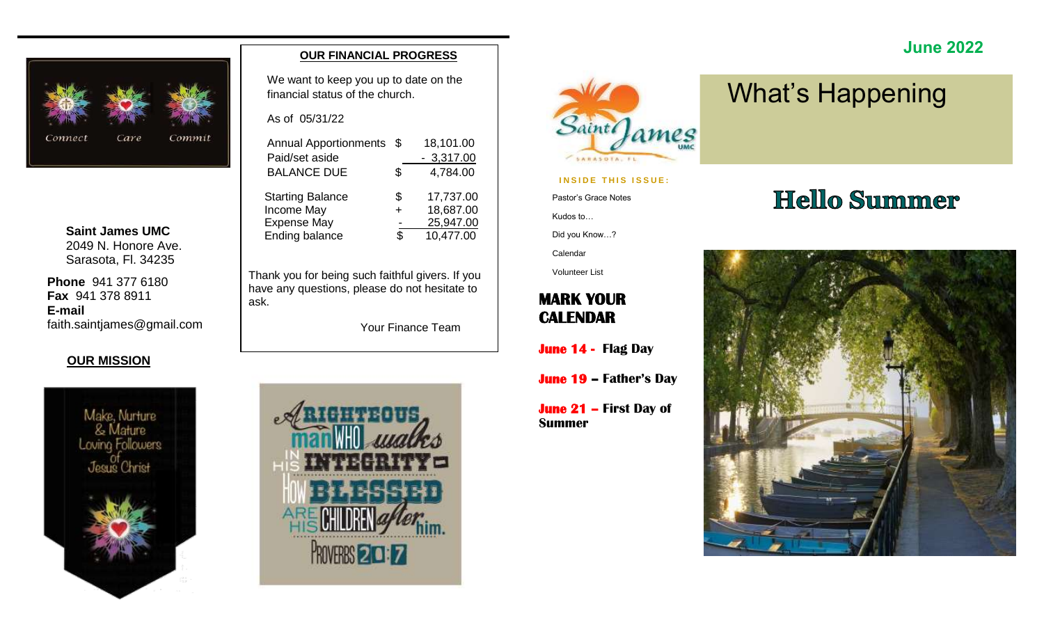Connect Care Commit

**Saint James UMC**
2049 N. Honore Ave.
Sarasota, Fl. 34235

**Phone** 941 377 6180
**Fax** 941 378 8911
**E-mail**
faith.saintjames@gmail.com

**OUR MISSION**

Make, Nurture & Mature Loving Followers of Jesus Christ

## OUR FINANCIAL PROGRESS

We want to keep you up to date on the financial status of the church.

As of 05/31/22

| | | |
|---|---|---|
| Annual Apportionments | $ | 18,101.00 |
| Paid/set aside | | - 3,317.00 |
| BALANCE DUE | $ | 4,784.00 |

| | | |
|---|---|---|
| Starting Balance | $ | 17,737.00 |
| Income May | + | 18,687.00 |
| Expense May | - | 25,947.00 |
| Ending balance | $ | 10,477.00 |

Thank you for being such faithful givers. If you have any questions, please do not hesitate to ask.

Your Finance Team

A RIGHTEOUS man WHO walks IN HIS INTEGRITY HOW BLESSED ARE HIS CHILDREN after him. PROVERBS 20:7

Saint James UMC SARASOTA, FL

**June 2022**

# What's Happening

**INSIDE THIS ISSUE:**

- Pastor's Grace Notes
- Kudos to…
- Did you Know…?
- Calendar
- Volunteer List

## Hello Summer

## MARK YOUR CALENDAR

**June 14 - Flag Day**

**June 19 – Father's Day**

**June 21 – First Day of Summer**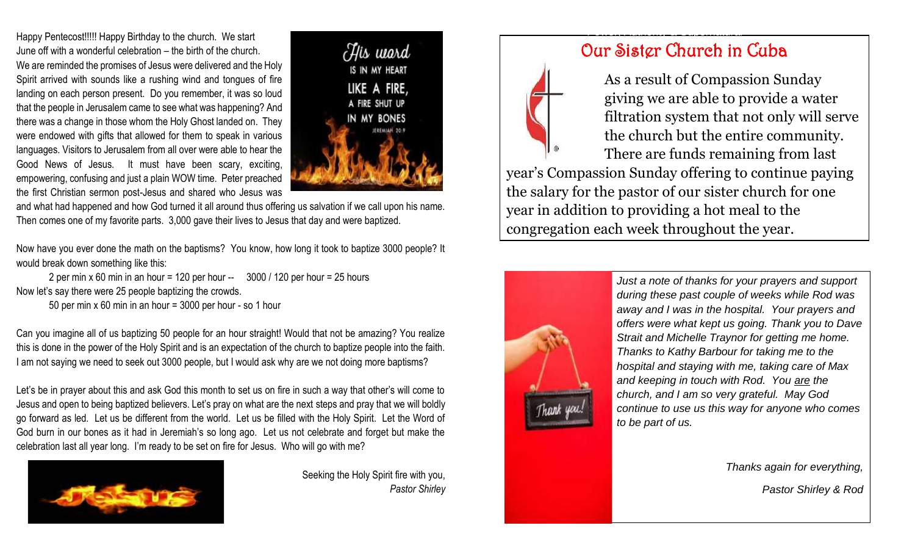Happy Pentecost!!!!! Happy Birthday to the church. We start June off with a wonderful celebration – the birth of the church. We are reminded the promises of Jesus were delivered and the Holy Spirit arrived with sounds like a rushing wind and tongues of fire landing on each person present. Do you remember, it was so loud that the people in Jerusalem came to see what was happening? And there was a change in those whom the Holy Ghost landed on. They were endowed with gifts that allowed for them to speak in various languages. Visitors to Jerusalem from all over were able to hear the Good News of Jesus. It must have been scary, exciting, empowering, confusing and just a plain WOW time. Peter preached the first Christian sermon post-Jesus and shared who Jesus was and what had happened and how God turned it all around thus offering us salvation if we call upon his name. Then comes one of my favorite parts. 3,000 gave their lives to Jesus that day and were baptized.

Now have you ever done the math on the baptisms? You know, how long it took to baptize 3000 people? It would break down something like this:

2 per min x 60 min in an hour = 120 per hour -- 3000 / 120 per hour = 25 hours

Now let's say there were 25 people baptizing the crowds.

50 per min x 60 min in an hour = 3000 per hour - so 1 hour

Can you imagine all of us baptizing 50 people for an hour straight! Would that not be amazing? You realize this is done in the power of the Holy Spirit and is an expectation of the church to baptize people into the faith. I am not saying we need to seek out 3000 people, but I would ask why are we not doing more baptisms?

Let's be in prayer about this and ask God this month to set us on fire in such a way that other's will come to Jesus and open to being baptized believers. Let's pray on what are the next steps and pray that we will boldly go forward as led. Let us be different from the world. Let us be filled with the Holy Spirit. Let the Word of God burn in our bones as it had in Jeremiah's so long ago. Let us not celebrate and forget but make the celebration last all year long. I'm ready to be set on fire for Jesus. Who will go with me?

Seeking the Holy Spirit fire with you,
*Pastor Shirley*

## Our Sister Church in Cuba

As a result of Compassion Sunday giving we are able to provide a water filtration system that not only will serve the church but the entire community. There are funds remaining from last year's Compassion Sunday offering to continue paying the salary for the pastor of our sister church for one year in addition to providing a hot meal to the congregation each week throughout the year.

*Just a note of thanks for your prayers and support during these past couple of weeks while Rod was away and I was in the hospital. Your prayers and offers were what kept us going. Thank you to Dave Strait and Michelle Traynor for getting me home. Thanks to Kathy Barbour for taking me to the hospital and staying with me, taking care of Max and keeping in touch with Rod. You* ***are*** *the church, and I am so very grateful. May God continue to use us this way for anyone who comes to be part of us.*

*Thanks again for everything,*

*Pastor Shirley & Rod*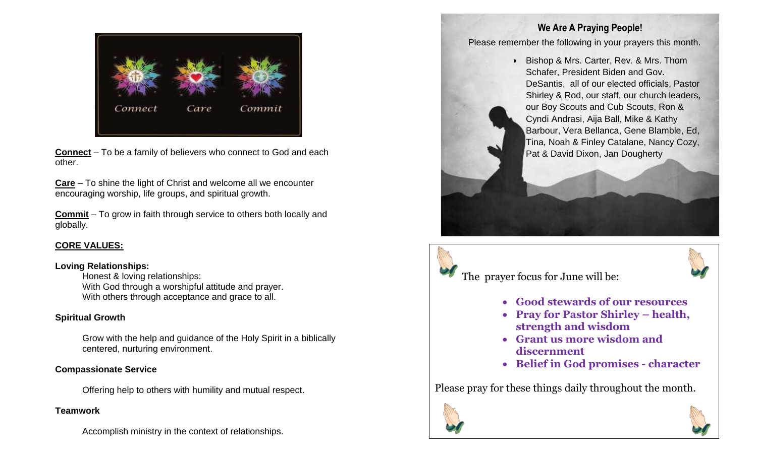Connect Care Commit

**Connect** – To be a family of believers who connect to God and each other.

**Care** – To shine the light of Christ and welcome all we encounter encouraging worship, life groups, and spiritual growth.

**Commit** – To grow in faith through service to others both locally and globally.

**CORE VALUES:**

**Loving Relationships:**

Honest & loving relationships:
With God through a worshipful attitude and prayer.
With others through acceptance and grace to all.

**Spiritual Growth**

Grow with the help and guidance of the Holy Spirit in a biblically centered, nurturing environment.

**Compassionate Service**

Offering help to others with humility and mutual respect.

**Teamwork**

Accomplish ministry in the context of relationships.

## We Are A Praying People!

Please remember the following in your prayers this month.

- Bishop & Mrs. Carter, Rev. & Mrs. Thom Schafer, President Biden and Gov. DeSantis, all of our elected officials, Pastor Shirley & Rod, our staff, our church leaders, our Boy Scouts and Cub Scouts, Ron & Cyndi Andrasi, Aija Ball, Mike & Kathy Barbour, Vera Bellanca, Gene Blamble, Ed, Tina, Noah & Finley Catalane, Nancy Cozy, Pat & David Dixon, Jan Dougherty

The prayer focus for June will be:

- **Good stewards of our resources**
- **Pray for Pastor Shirley – health, strength and wisdom**
- **Grant us more wisdom and discernment**
- **Belief in God promises - character**

Please pray for these things daily throughout the month.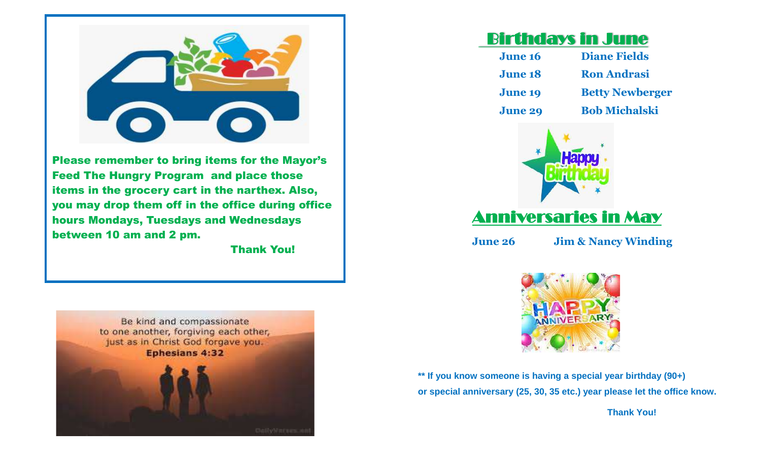Please remember to bring items for the Mayor's Feed The Hungry Program and place those items in the grocery cart in the narthex. Also, you may drop them off in the office during office hours Mondays, Tuesdays and Wednesdays between 10 am and 2 pm.

**Thank You!**

Be kind and compassionate to one another, forgiving each other, just as in Christ God forgave you.
**Ephesians 4:32**

## Birthdays in June

| | |
|---|---|
| June 16 | Diane Fields |
| June 18 | Ron Andrasi |
| June 19 | Betty Newberger |
| June 29 | Bob Michalski |

## Anniversaries in May

| | |
|---|---|
| June 26 | Jim & Nancy Winding |

**** If you know someone is having a special year birthday (90+) or special anniversary (25, 30, 35 etc.) year please let the office know.**

**Thank You!**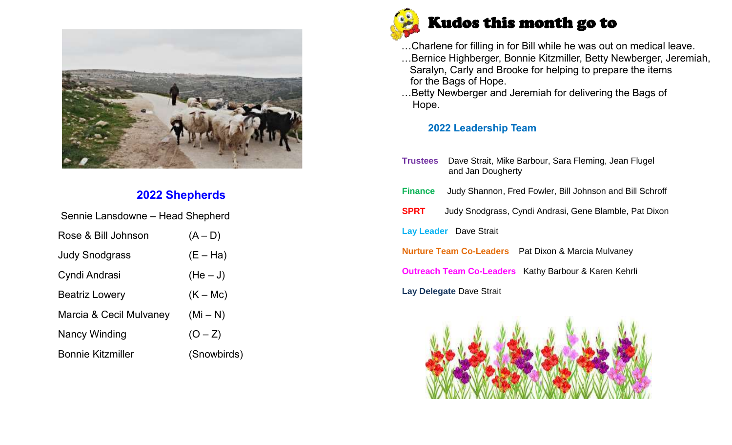## 2022 Shepherds

Sennie Lansdowne – Head Shepherd

| | |
|---|---|
| Rose & Bill Johnson | (A – D) |
| Judy Snodgrass | (E – Ha) |
| Cyndi Andrasi | (He – J) |
| Beatriz Lowery | (K – Mc) |
| Marcia & Cecil Mulvaney | (Mi – N) |
| Nancy Winding | (O – Z) |
| Bonnie Kitzmiller | (Snowbirds) |

## Kudos this month go to

…Charlene for filling in for Bill while he was out on medical leave.

…Bernice Highberger, Bonnie Kitzmiller, Betty Newberger, Jeremiah, Saralyn, Carly and Brooke for helping to prepare the items for the Bags of Hope.

…Betty Newberger and Jeremiah for delivering the Bags of Hope.

### 2022 Leadership Team

**Trustees** Dave Strait, Mike Barbour, Sara Fleming, Jean Flugel and Jan Dougherty

**Finance** Judy Shannon, Fred Fowler, Bill Johnson and Bill Schroff

**SPRT** Judy Snodgrass, Cyndi Andrasi, Gene Blamble, Pat Dixon

**Lay Leader** Dave Strait

**Nurture Team Co-Leaders** Pat Dixon & Marcia Mulvaney

**Outreach Team Co-Leaders** Kathy Barbour & Karen Kehrli

**Lay Delegate** Dave Strait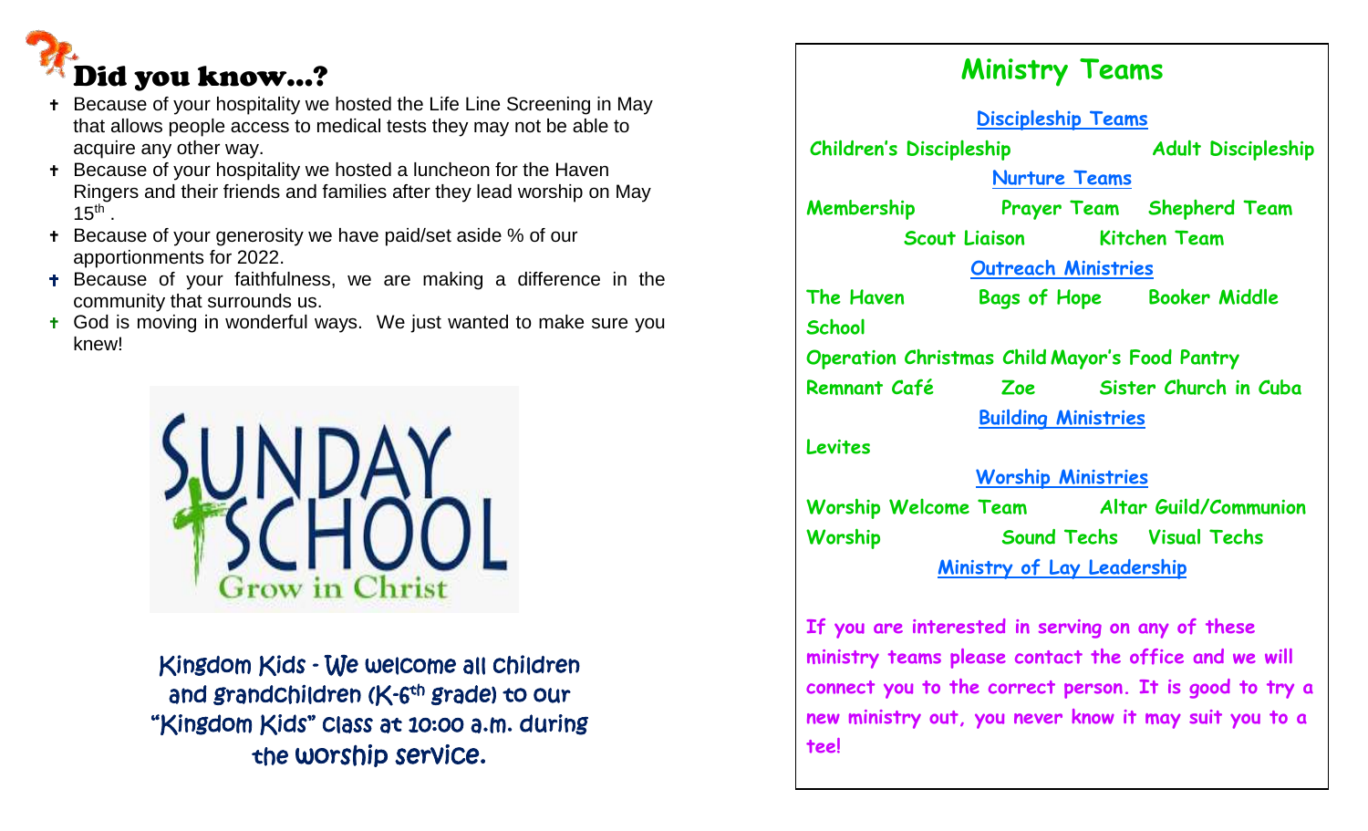# Did you know…?

- Because of your hospitality we hosted the Life Line Screening in May that allows people access to medical tests they may not be able to acquire any other way.
- Because of your hospitality we hosted a luncheon for the Haven Ringers and their friends and families after they lead worship on May 15th .
- Because of your generosity we have paid/set aside % of our apportionments for 2022.
- Because of your faithfulness, we are making a difference in the community that surrounds us.
- God is moving in wonderful ways. We just wanted to make sure you knew!

SUNDAY SCHOOL
Grow in Christ

Kingdom Kids - We welcome all children and grandchildren (K-6th grade) to our "Kingdom Kids" class at 10:00 a.m. during the worship service.

## Ministry Teams

**Discipleship Teams**

Children's Discipleship  Adult Discipleship

**Nurture Teams**

Membership  Prayer Team  Shepherd Team  Scout Liaison  Kitchen Team

**Outreach Ministries**

The Haven  Bags of Hope  Booker Middle School  Operation Christmas Child  Mayor's Food Pantry  Remnant Café  Zoe  Sister Church in Cuba

**Building Ministries**

Levites

**Worship Ministries**

Worship Welcome Team  Altar Guild/Communion  Worship  Sound Techs  Visual Techs

**Ministry of Lay Leadership**

If you are interested in serving on any of these ministry teams please contact the office and we will connect you to the correct person. It is good to try a new ministry out, you never know it may suit you to a tee!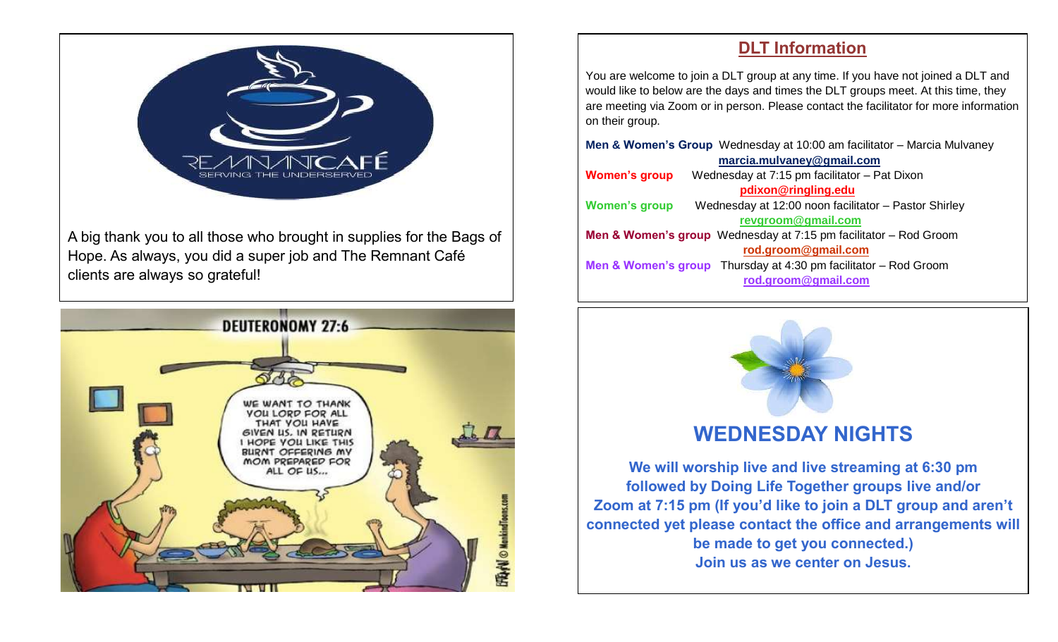A big thank you to all those who brought in supplies for the Bags of Hope. As always, you did a super job and The Remnant Café clients are always so grateful!

## DLT Information

You are welcome to join a DLT group at any time. If you have not joined a DLT and would like to below are the days and times the DLT groups meet. At this time, they are meeting via Zoom or in person. Please contact the facilitator for more information on their group.

**Men & Women's Group** Wednesday at 10:00 am facilitator – Marcia Mulvaney
**marcia.mulvaney@gmail.com**

**Women's group** Wednesday at 7:15 pm facilitator – Pat Dixon
**pdixon@ringling.edu**

**Women's group** Wednesday at 12:00 noon facilitator – Pastor Shirley
**revgroom@gmail.com**

**Men & Women's group** Wednesday at 7:15 pm facilitator – Rod Groom
**rod.groom@gmail.com**

**Men & Women's group** Thursday at 4:30 pm facilitator – Rod Groom
**rod.groom@gmail.com**

## WEDNESDAY NIGHTS

**We will worship live and live streaming at 6:30 pm followed by Doing Life Together groups live and/or Zoom at 7:15 pm (If you'd like to join a DLT group and aren't connected yet please contact the office and arrangements will be made to get you connected.)**
**Join us as we center on Jesus.**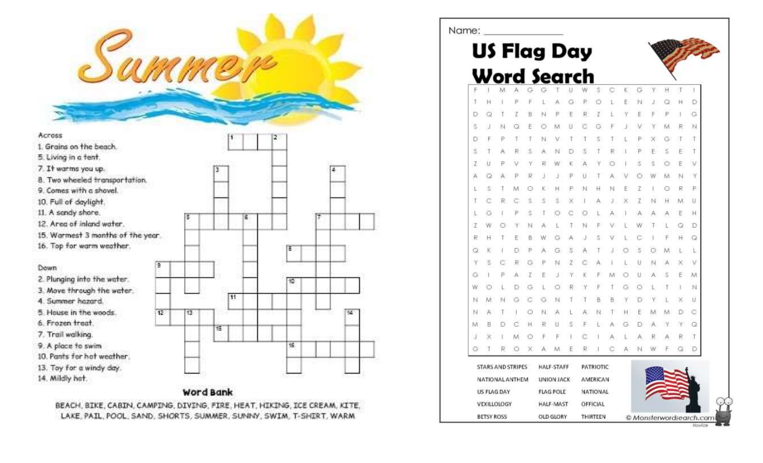# Summer

**Across**

1. Grains on the beach.
5. Living in a tent.
7. It warms you up.
8. Two wheeled transportation.
9. Comes with a shovel.
10. Full of daylight.
11. A sandy shore.
12. Area of inland water.
15. Warmest 3 months of the year.
16. Top for warm weather.

**Down**

2. Plunging into the water.
3. Move through the water.
4. Summer hazard.
5. House in the woods.
6. Frozen treat.
7. Trail walking.
9. A place to swim
10. Pants for hot weather.
13. Toy for a windy day.
14. Mildly hot.

**Word Bank**

BEACH, BIKE, CABIN, CAMPING, DIVING, FIRE, HEAT, HIKING, ICE CREAM, KITE, LAKE, PAIL, POOL, SAND, SHORTS, SUMMER, SUNNY, SWIM, T-SHIRT, WARM

Name: ______________

# US Flag Day Word Search

```
F I M A G G T U W S C K G Y H T I
T H I P F L A G P O L E N J Q H D
D Q T Z B N P E R Z L Y E F P I G
S J N Q E O M U C G F J V Y M R N
D F P T T N V T T S T L P X G T T
S T A R S A N D S T R I P E S E T
Z U P V Y R W K A Y O I S S O E V
A Q A P R J J P U T A V O W M N Y
L S T M O K H P N H N E Z I O R P
T C R C S S S X I A J X Z N H M U
L G I P S T O C O L A I A A A E H
Z W O Y N A L T N F V L W T L Q D
R H T E B W G A J S V L C I F H Q
Q K I D P A G S A T J O S O M L L
Y S C R G P N Z C A I L U N A X V
G I P A Z E J Y K F M O U A S E M
W O L D G L O R Y F T G O L T I N
N M N G C G N T T B B Y D Y L X U
N A T I O N A L A N T H E M M D C
M B D C H R U S F L A G D A Y Y Q
J X I M O F F I C I A L A R A R T
G T R O X A M E R I C A N W F Q D
```

| | | |
|---|---|---|
| STARS AND STRIPES | HALF-STAFF | PATRIOTIC |
| NATIONAL ANTHEM | UNION JACK | AMERICAN |
| US FLAG DAY | FLAG POLE | NATIONAL |
| VEXILLOLOGY | HALF-MAST | OFFICIAL |
| BETSY ROSS | OLD GLORY | THIRTEEN |

© Monsterwordsearch.com

Novice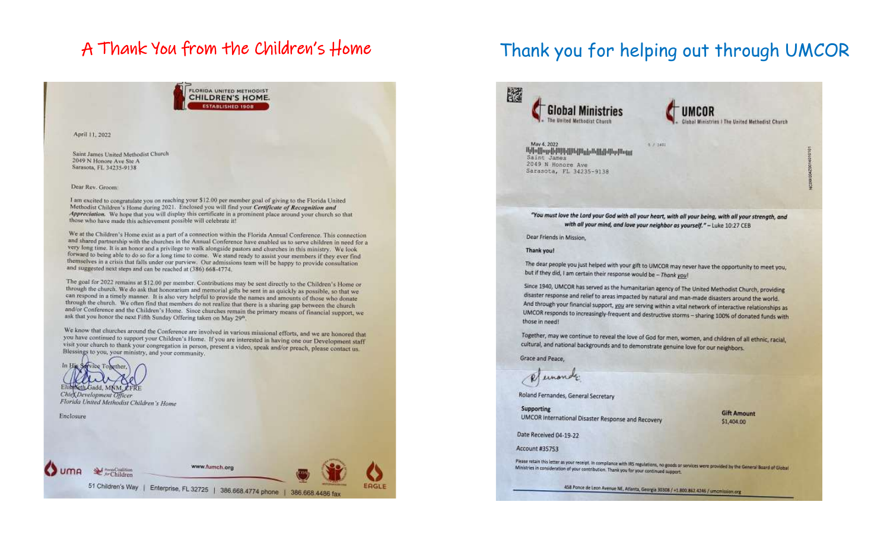# A Thank You from the Children's Home

FLORIDA UNITED METHODIST CHILDREN'S HOME
ESTABLISHED 1908

April 11, 2022

Saint James United Methodist Church
2049 N Honore Ave Ste A
Sarasota, FL 34235-9138

Dear Rev. Groom:

I am excited to congratulate you on reaching your $12.00 per member goal of giving to the Florida United Methodist Children's Home during 2021. Enclosed you will find your ***Certificate of Recognition and Appreciation.*** We hope that you will display this certificate in a prominent place around your church so that those who have made this achievement possible will celebrate it!

We at the Children's Home exist as a part of a connection within the Florida Annual Conference. This connection and shared partnership with the churches in the Annual Conference have enabled us to serve children in need for a very long time. It is an honor and a privilege to walk alongside pastors and churches in this ministry. We look forward to being able to do so for a long time to come. We stand ready to assist your members if they ever find themselves in a crisis that falls under our purview. Our admissions team will be happy to provide consultation and suggested next steps and can be reached at (386) 668-4774.

The goal for 2022 remains at $12.00 per member. Contributions may be sent directly to the Children's Home or through the church. We do ask that honorarium and memorial gifts be sent in as quickly as possible, so that we can respond in a timely manner. It is also very helpful to provide the names and amounts of those who donate through the church. We often find that members do not realize that there is a sharing gap between the church and/or Conference and the Children's Home. Since churches remain the primary means of financial support, we ask that you honor the next Fifth Sunday Offering taken on May 29th.

We know that churches around the Conference are involved in various missional efforts, and we are honored that you have continued to support your Children's Home. If you are interested in having one our Development staff visit your church to thank your congregation in person, present a video, speak and/or preach, please contact us. Blessings to you, your ministry, and your community.

In His Service Together,

Elisabeth Gadd, MNM, CFRE
*Chief Development Officer*
*Florida United Methodist Children's Home*

Enclosure

www.fumch.org

51 Children's Way | Enterprise, FL 32725 | 386.668.4774 phone | 386.668.4486 fax

# Thank you for helping out through UMCOR

Global Ministries — The United Methodist Church
UMCOR — Global Ministries | The United Methodist Church

May 4, 2022

Saint James
2049 N Honore Ave
Sarasota, FL 34235-9138

***"You must love the Lord your God with all your heart, with all your being, with all your strength, and with all your mind, and love your neighbor as yourself."*** **– Luke 10:27 CEB**

Dear Friends in Mission,

**Thank you!**

The dear people you just helped with your gift to UMCOR may never have the opportunity to meet you, but if they did, I am certain their response would be – *Thank you!*

Since 1940, UMCOR has served as the humanitarian agency of The United Methodist Church, providing disaster response and relief to areas impacted by natural and man-made disasters around the world. And through your financial support, you are serving within a vital network of interactive relationships as UMCOR responds to increasingly-frequent and destructive storms – sharing 100% of donated funds with those in need!

Together, may we continue to reveal the love of God for men, women, and children of all ethnic, racial, cultural, and national backgrounds and to demonstrate genuine love for our neighbors.

Grace and Peace,

Roland Fernandes, General Secretary

| **Supporting** | **Gift Amount** |
| --- | --- |
| UMCOR International Disaster Response and Recovery | $1,404.00 |

Date Received 04-19-22

Account #35753

Please retain this letter as your receipt. In compliance with IRS regulations, no goods or services were provided by the General Board of Global Ministries in consideration of your contribution. Thank you for your continued support.

458 Ponce de Leon Avenue NE, Atlanta, Georgia 30308 / +1.800.862.4246 / umcmission.org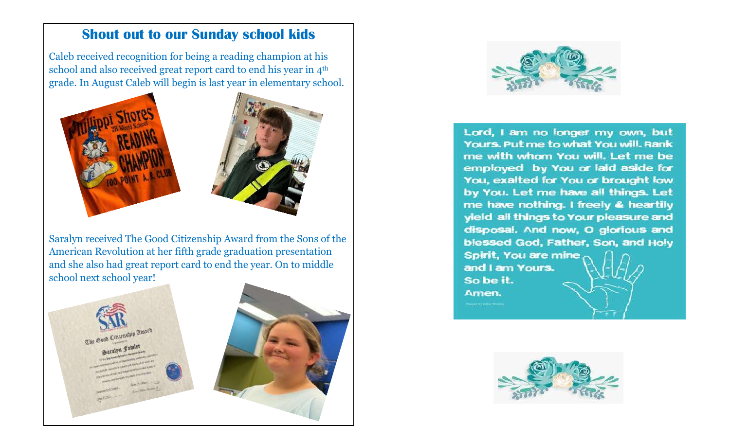## Shout out to our Sunday school kids

Caleb received recognition for being a reading champion at his school and also received great report card to end his year in 4th grade. In August Caleb will begin is last year in elementary school.

Saralyn received The Good Citizenship Award from the Sons of the American Revolution at her fifth grade graduation presentation and she also had great report card to end the year. On to middle school next school year!

Lord, I am no longer my own, but Yours. Put me to what You will. Rank me with whom You will. Let me be employed by You or laid aside for You, exalted for You or brought low by You. Let me have all things. Let me have nothing. I freely & heartily yield all things to Your pleasure and disposal. And now, O glorious and blessed God, Father, Son, and Holy Spirit, You are mine and I am Yours.
So be it.
Amen.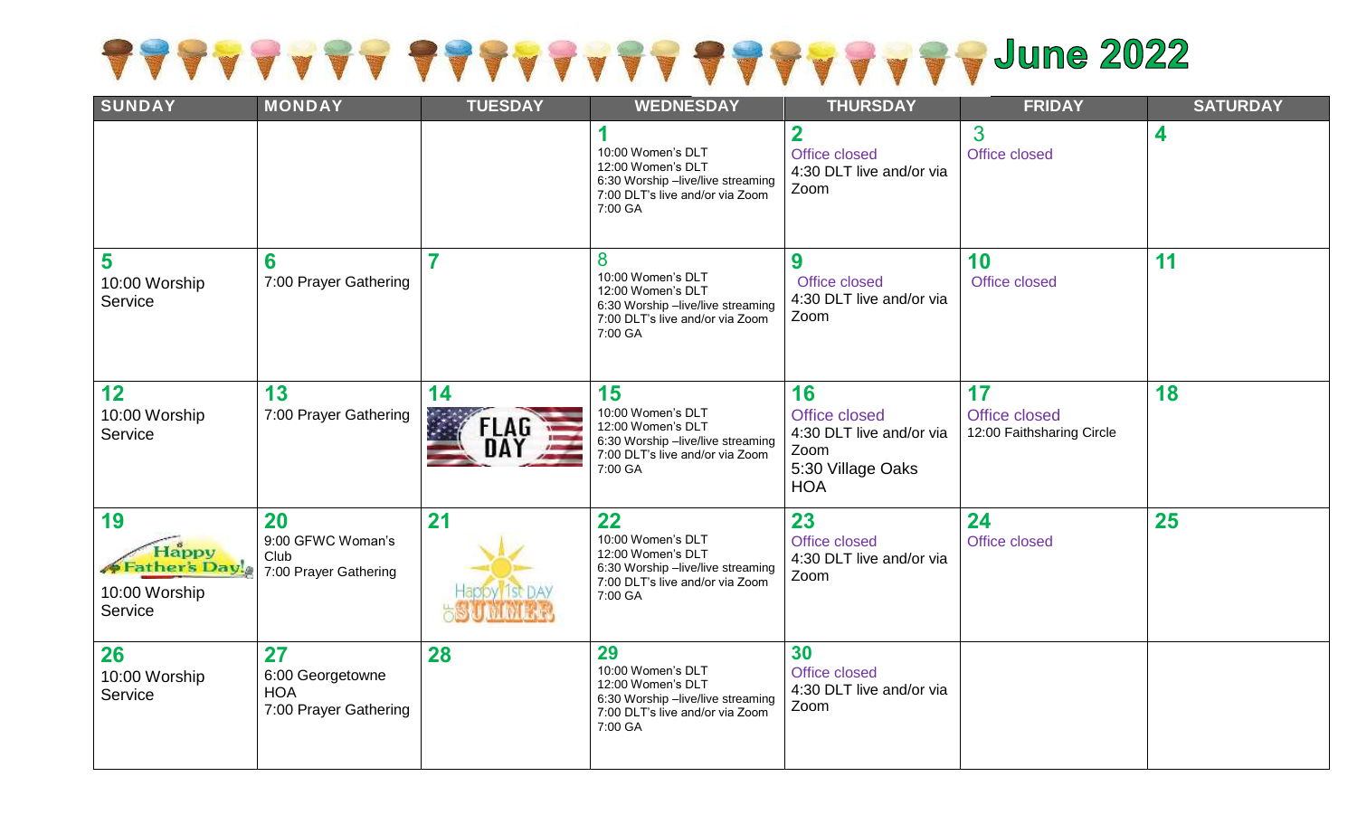# June 2022

| SUNDAY | MONDAY | TUESDAY | WEDNESDAY | THURSDAY | FRIDAY | SATURDAY |
|---|---|---|---|---|---|---|
| | | | **1**<br>10:00 Women's DLT<br>12:00 Women's DLT<br>6:30 Worship –live/live streaming<br>7:00 DLT's live and/or via Zoom<br>7:00 GA | **2**<br>Office closed<br>4:30 DLT live and/or via Zoom | **3**<br>Office closed | **4** |
| **5**<br>10:00 Worship Service | **6**<br>7:00 Prayer Gathering | **7** | **8**<br>10:00 Women's DLT<br>12:00 Women's DLT<br>6:30 Worship –live/live streaming<br>7:00 DLT's live and/or via Zoom<br>7:00 GA | **9**<br>Office closed<br>4:30 DLT live and/or via Zoom | **10**<br>Office closed | **11** |
| **12**<br>10:00 Worship Service | **13**<br>7:00 Prayer Gathering | **14**<br>FLAG DAY | **15**<br>10:00 Women's DLT<br>12:00 Women's DLT<br>6:30 Worship –live/live streaming<br>7:00 DLT's live and/or via Zoom<br>7:00 GA | **16**<br>Office closed<br>4:30 DLT live and/or via Zoom<br>5:30 Village Oaks HOA | **17**<br>Office closed<br>12:00 Faithsharing Circle | **18** |
| **19**<br>Happy Father's Day!<br>10:00 Worship Service | **20**<br>9:00 GFWC Woman's Club<br>7:00 Prayer Gathering | **21**<br>Happy 1st Day of SUMMER | **22**<br>10:00 Women's DLT<br>12:00 Women's DLT<br>6:30 Worship –live/live streaming<br>7:00 DLT's live and/or via Zoom<br>7:00 GA | **23**<br>Office closed<br>4:30 DLT live and/or via Zoom | **24**<br>Office closed | **25** |
| **26**<br>10:00 Worship Service | **27**<br>6:00 Georgetowne HOA<br>7:00 Prayer Gathering | **28** | **29**<br>10:00 Women's DLT<br>12:00 Women's DLT<br>6:30 Worship –live/live streaming<br>7:00 DLT's live and/or via Zoom<br>7:00 GA | **30**<br>Office closed<br>4:30 DLT live and/or via Zoom | | |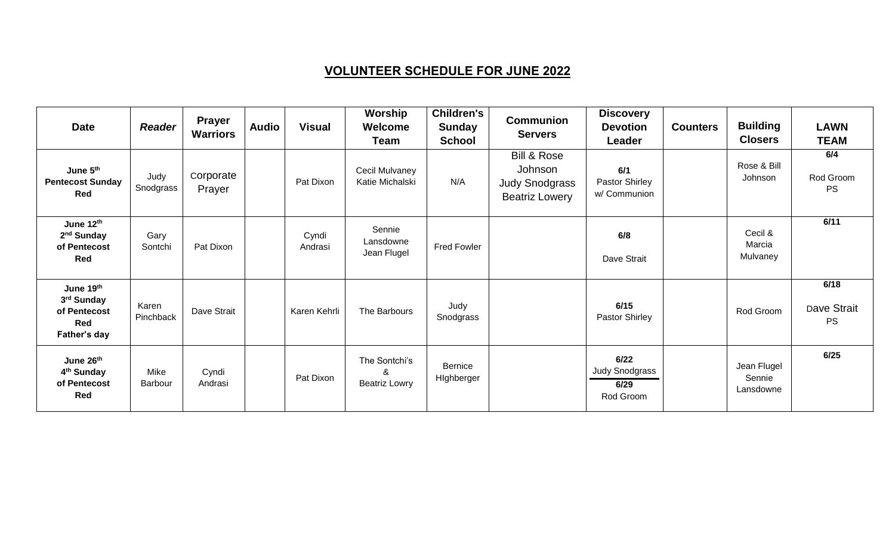## VOLUNTEER SCHEDULE FOR JUNE 2022

| Date | *Reader* | Prayer Warriors | Audio | Visual | Worship Welcome Team | Children's Sunday School | Communion Servers | Discovery Devotion Leader | Counters | Building Closers | LAWN TEAM |
|---|---|---|---|---|---|---|---|---|---|---|---|
| **June 5th Pentecost Sunday Red** | Judy Snodgrass | Corporate Prayer | | Pat Dixon | Cecil Mulvaney Katie Michalski | N/A | Bill & Rose Johnson Judy Snodgrass Beatriz Lowery | **6/1** Pastor Shirley w/ Communion | | Rose & Bill Johnson | **6/4** Rod Groom PS |
| **June 12th 2nd Sunday of Pentecost Red** | Gary Sontchi | Pat Dixon | | Cyndi Andrasi | Sennie Lansdowne Jean Flugel | Fred Fowler | | **6/8** Dave Strait | | Cecil & Marcia Mulvaney | **6/11** |
| **June 19th 3rd Sunday of Pentecost Red Father's day** | Karen Pinchback | Dave Strait | | Karen Kehrli | The Barbours | Judy Snodgrass | | **6/15** Pastor Shirley | | Rod Groom | **6/18** Dave Strait PS |
| **June 26th 4th Sunday of Pentecost Red** | Mike Barbour | Cyndi Andrasi | | Pat Dixon | The Sontchi's & Beatriz Lowry | Bernice HIghberger | | **6/22** Judy Snodgrass **6/29** Rod Groom | | Jean Flugel Sennie Lansdowne | **6/25** |